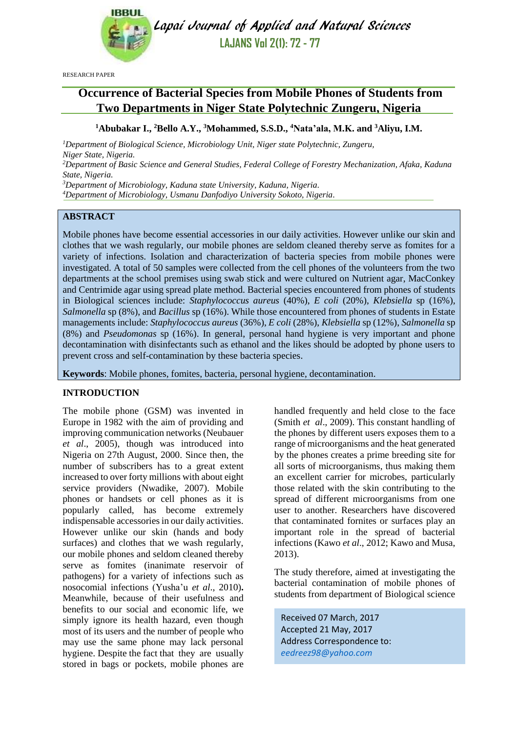RESEARCH PAPER

# Occurrence of Bacterial Species from Mobile Phones of Students from Two Departments in Niger State Polytechnic Zungeru, Nigeria

**[1]Abubakar I., [2]Bello A.Y., [3]Mohammed, S.S.D., [4]Nata'ala, M.K. and [3]Aliyu, I.M.**

*[1]Department of Biological Science, Microbiology Unit, Niger state Polytechnic, Zungeru, Niger State, Nigeria.*
*[2]Department of Basic Science and General Studies, Federal College of Forestry Mechanization, Afaka, Kaduna State, Nigeria.*
*[3]Department of Microbiology, Kaduna state University, Kaduna, Nigeria.*
*[4]Department of Microbiology, Usmanu Danfodiyo University Sokoto, Nigeria.*

## ABSTRACT

Mobile phones have become essential accessories in our daily activities. However unlike our skin and clothes that we wash regularly, our mobile phones are seldom cleaned thereby serve as fomites for a variety of infections. Isolation and characterization of bacteria species from mobile phones were investigated. A total of 50 samples were collected from the cell phones of the volunteers from the two departments at the school premises using swab stick and were cultured on Nutrient agar, MacConkey and Centrimide agar using spread plate method. Bacterial species encountered from phones of students in Biological sciences include: *Staphylococcus aureus* (40%), *E coli* (20%), *Klebsiella* sp (16%), *Salmonella* sp (8%), and *Bacillus* sp (16%). While those encountered from phones of students in Estate managements include: *Staphylococcus aureus* (36%), *E coli* (28%), *Klebsiella* sp (12%), *Salmonella* sp (8%) and *Pseudomonas* sp (16%). In general, personal hand hygiene is very important and phone decontamination with disinfectants such as ethanol and the likes should be adopted by phone users to prevent cross and self-contamination by these bacteria species.

**Keywords**: Mobile phones, fomites, bacteria, personal hygiene, decontamination.

## INTRODUCTION

The mobile phone (GSM) was invented in Europe in 1982 with the aim of providing and improving communication networks (Neubauer *et al*., 2005), though was introduced into Nigeria on 27th August, 2000. Since then, the number of subscribers has to a great extent increased to over forty millions with about eight service providers (Nwadike, 2007). Mobile phones or handsets or cell phones as it is popularly called, has become extremely indispensable accessories in our daily activities. However unlike our skin (hands and body surfaces) and clothes that we wash regularly, our mobile phones and seldom cleaned thereby serve as fomites (inanimate reservoir of pathogens) for a variety of infections such as nosocomial infections (Yusha'u *et al*., 2010)**.** Meanwhile, because of their usefulness and benefits to our social and economic life, we simply ignore its health hazard, even though most of its users and the number of people who may use the same phone may lack personal hygiene. Despite the fact that they are usually stored in bags or pockets, mobile phones are handled frequently and held close to the face (Smith *et al*., 2009). This constant handling of the phones by different users exposes them to a range of microorganisms and the heat generated by the phones creates a prime breeding site for all sorts of microorganisms, thus making them an excellent carrier for microbes, particularly those related with the skin contributing to the spread of different microorganisms from one user to another. Researchers have discovered that contaminated fornites or surfaces play an important role in the spread of bacterial infections (Kawo *et al*., 2012; Kawo and Musa, 2013).

The study therefore, aimed at investigating the bacterial contamination of mobile phones of students from department of Biological science

Received 07 March, 2017
Accepted 21 May, 2017
Address Correspondence to:
*eedreez98@yahoo.com*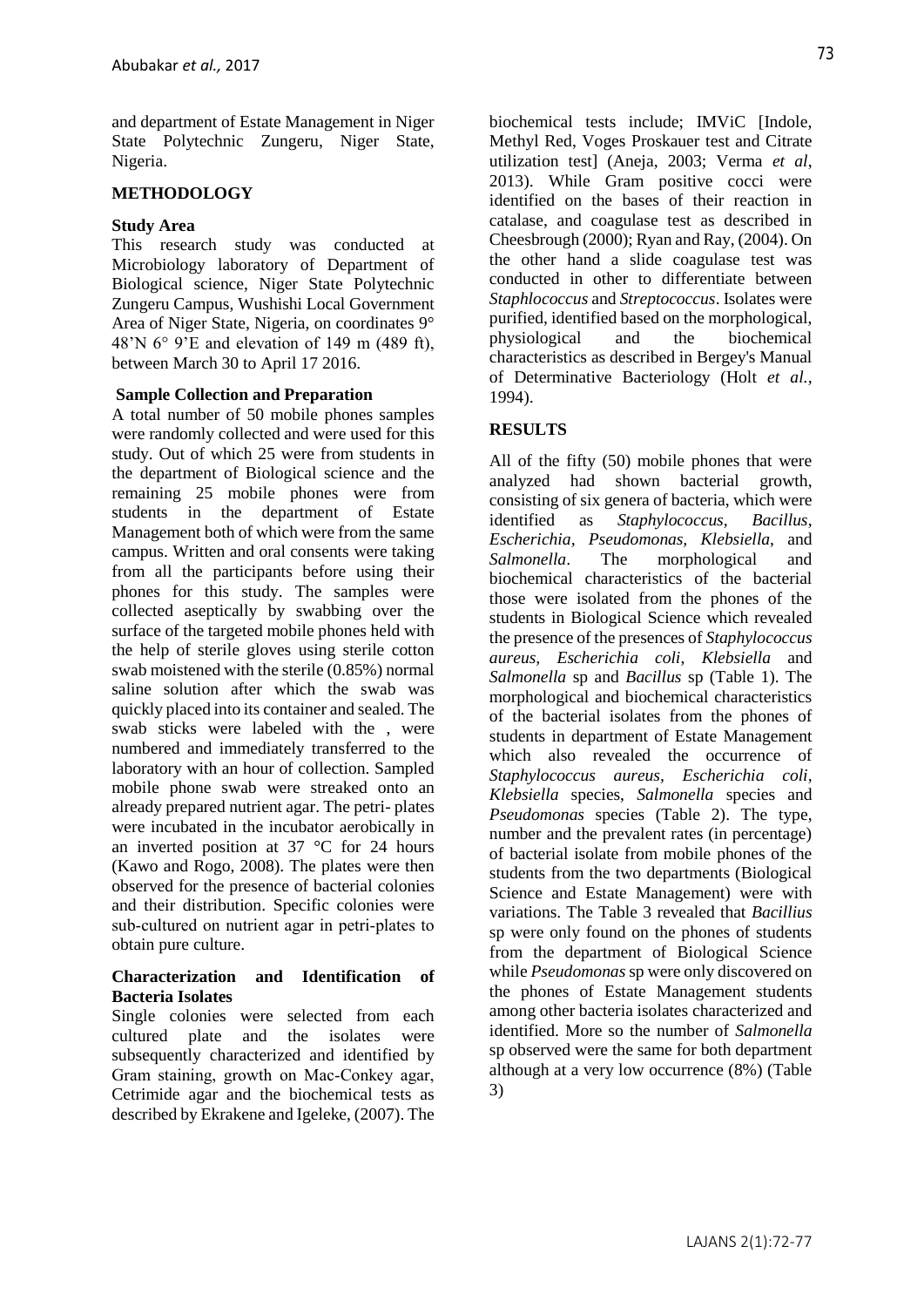and department of Estate Management in Niger State Polytechnic Zungeru, Niger State, Nigeria.

## METHODOLOGY

### Study Area

This research study was conducted at Microbiology laboratory of Department of Biological science, Niger State Polytechnic Zungeru Campus, Wushishi Local Government Area of Niger State, Nigeria, on coordinates 9° 48'N 6° 9'E and elevation of 149 m (489 ft), between March 30 to April 17 2016.

### Sample Collection and Preparation

A total number of 50 mobile phones samples were randomly collected and were used for this study. Out of which 25 were from students in the department of Biological science and the remaining 25 mobile phones were from students in the department of Estate Management both of which were from the same campus. Written and oral consents were taking from all the participants before using their phones for this study. The samples were collected aseptically by swabbing over the surface of the targeted mobile phones held with the help of sterile gloves using sterile cotton swab moistened with the sterile (0.85%) normal saline solution after which the swab was quickly placed into its container and sealed. The swab sticks were labeled with the , were numbered and immediately transferred to the laboratory with an hour of collection. Sampled mobile phone swab were streaked onto an already prepared nutrient agar. The petri- plates were incubated in the incubator aerobically in an inverted position at 37 °C for 24 hours (Kawo and Rogo, 2008). The plates were then observed for the presence of bacterial colonies and their distribution. Specific colonies were sub-cultured on nutrient agar in petri-plates to obtain pure culture.

### Characterization and Identification of Bacteria Isolates

Single colonies were selected from each cultured plate and the isolates were subsequently characterized and identified by Gram staining, growth on Mac-Conkey agar, Cetrimide agar and the biochemical tests as described by Ekrakene and Igeleke, (2007). The biochemical tests include; IMViC [Indole, Methyl Red, Voges Proskauer test and Citrate utilization test] (Aneja, 2003; Verma *et al*, 2013). While Gram positive cocci were identified on the bases of their reaction in catalase, and coagulase test as described in Cheesbrough (2000); Ryan and Ray, (2004). On the other hand a slide coagulase test was conducted in other to differentiate between *Staphlococcus* and *Streptococcus*. Isolates were purified, identified based on the morphological, physiological and the biochemical characteristics as described in Bergey's Manual of Determinative Bacteriology (Holt *et al.*, 1994).

## RESULTS

All of the fifty (50) mobile phones that were analyzed had shown bacterial growth, consisting of six genera of bacteria, which were identified as *Staphylococcus, Bacillus, Escherichia, Pseudomonas, Klebsiella*, and *Salmonella*. The morphological and biochemical characteristics of the bacterial those were isolated from the phones of the students in Biological Science which revealed the presence of the presences of *Staphylococcus aureus, Escherichia coli, Klebsiella* and *Salmonella* sp and *Bacillus* sp (Table 1). The morphological and biochemical characteristics of the bacterial isolates from the phones of students in department of Estate Management which also revealed the occurrence of *Staphylococcus aureus, Escherichia coli, Klebsiella* species, *Salmonella* species and *Pseudomonas* species (Table 2). The type, number and the prevalent rates (in percentage) of bacterial isolate from mobile phones of the students from the two departments (Biological Science and Estate Management) were with variations. The Table 3 revealed that *Bacillius* sp were only found on the phones of students from the department of Biological Science while *Pseudomonas* sp were only discovered on the phones of Estate Management students among other bacteria isolates characterized and identified. More so the number of *Salmonella* sp observed were the same for both department although at a very low occurrence (8%) (Table 3)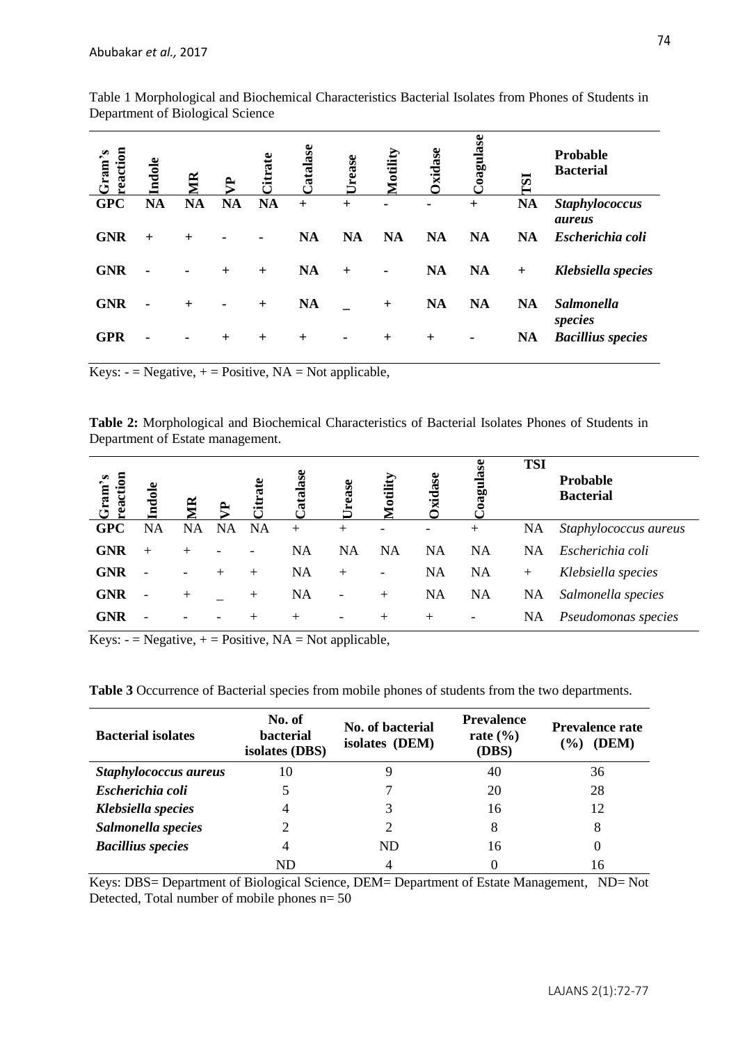Table 1 Morphological and Biochemical Characteristics Bacterial Isolates from Phones of Students in Department of Biological Science

| Gram's reaction | Indole | MR | VP | Citrate | Catalase | Urease | Motility | Oxidase | Coagulase | TSI | Probable Bacterial |
|---|---|---|---|---|---|---|---|---|---|---|---|
| **GPC** | **NA** | **NA** | **NA** | **NA** | **+** | **+** | **-** | **-** | **+** | **NA** | ***Staphylococcus aureus*** |
| **GNR** | **+** | **+** | **-** | **-** | **NA** | **NA** | **NA** | **NA** | **NA** | **NA** | ***Escherichia coli*** |
| **GNR** | **-** | **-** | **+** | **+** | **NA** | **+** | **-** | **NA** | **NA** | **+** | ***Klebsiella species*** |
| **GNR** | **-** | **+** | **-** | **+** | **NA** | **_** | **+** | **NA** | **NA** | **NA** | ***Salmonella species*** |
| **GPR** | **-** | **-** | **+** | **+** | **+** | **-** | **+** | **+** | **-** | **NA** | ***Bacillius species*** |

Keys: - = Negative, + = Positive, NA = Not applicable,

**Table 2:** Morphological and Biochemical Characteristics of Bacterial Isolates Phones of Students in Department of Estate management.

| Gram's reaction | Indole | MR | VP | Citrate | Catalase | Urease | Motility | Oxidase | Coagulase | TSI | Probable Bacterial |
|---|---|---|---|---|---|---|---|---|---|---|---|
| **GPC** | NA | NA | NA | NA | + | + | - | - | + | NA | *Staphylococcus aureus* |
| **GNR** | + | + | - | - | NA | NA | NA | NA | NA | NA | *Escherichia coli* |
| **GNR** | - | - | + | + | NA | + | - | NA | NA | + | *Klebsiella species* |
| **GNR** | - | + | _ | + | NA | - | + | NA | NA | NA | *Salmonella species* |
| **GNR** | - | - | - | + | + | - | + | + | - | NA | *Pseudomonas species* |

Keys: - = Negative, + = Positive, NA = Not applicable,

**Table 3** Occurrence of Bacterial species from mobile phones of students from the two departments.

| Bacterial isolates | No. of bacterial isolates (DBS) | No. of bacterial isolates (DEM) | Prevalence rate (%) (DBS) | Prevalence rate (%) (DEM) |
|---|---|---|---|---|
| ***Staphylococcus aureus*** | 10 | 9 | 40 | 36 |
| ***Escherichia coli*** | 5 | 7 | 20 | 28 |
| ***Klebsiella species*** | 4 | 3 | 16 | 12 |
| ***Salmonella species*** | 2 | 2 | 8 | 8 |
| ***Bacillius species*** | 4 | ND | 16 | 0 |
| | ND | 4 | 0 | 16 |

Keys: DBS= Department of Biological Science, DEM= Department of Estate Management, ND= Not Detected, Total number of mobile phones n= 50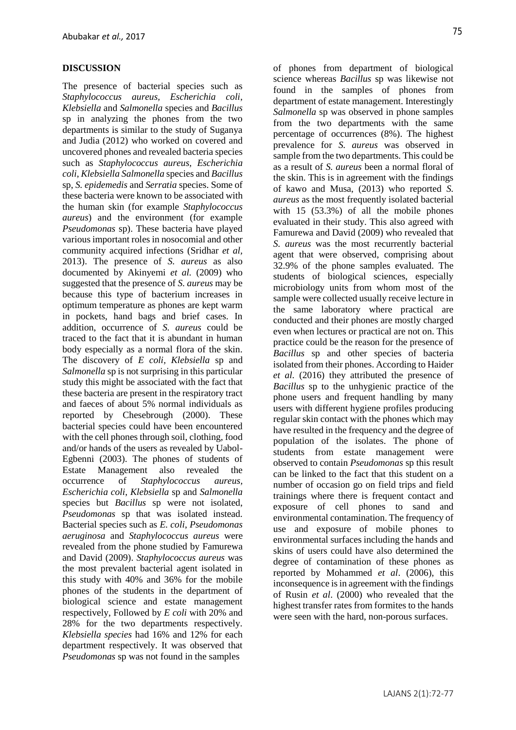## DISCUSSION

The presence of bacterial species such as *Staphylococcus aureus, Escherichia coli*, *Klebsiella* and *Salmonella* species and *Bacillus* sp in analyzing the phones from the two departments is similar to the study of Suganya and Judia (2012) who worked on covered and uncovered phones and revealed bacteria species such as *Staphylococcus aureus, Escherichia coli, Klebsiella Salmonella* species and *Bacillus* sp, *S. epidemedis* and *Serratia* species. Some of these bacteria were known to be associated with the human skin (for example *Staphylococcus aureus*) and the environment (for example *Pseudomonas* sp). These bacteria have played various important roles in nosocomial and other community acquired infections (Sridhar *et al*, 2013). The presence of *S. aureus* as also documented by Akinyemi *et al.* (2009) who suggested that the presence of *S. aureus* may be because this type of bacterium increases in optimum temperature as phones are kept warm in pockets, hand bags and brief cases. In addition, occurrence of *S. aureus* could be traced to the fact that it is abundant in human body especially as a normal flora of the skin. The discovery of *E coli, Klebsiella* sp and *Salmonella* sp is not surprising in this particular study this might be associated with the fact that these bacteria are present in the respiratory tract and faeces of about 5% normal individuals as reported by Chesebrough (2000). These bacterial species could have been encountered with the cell phones through soil, clothing, food and/or hands of the users as revealed by Uabol-Egbenni (2003). The phones of students of Estate Management also revealed the occurrence of *Staphylococcus aureus, Escherichia coli*, *Klebsiella* sp and *Salmonella* species but *Bacillus* sp were not isolated, *Pseudomonas* sp that was isolated instead. Bacterial species such as *E. coli*, *Pseudomonas aeruginosa* and *Staphylococcus aureus* were revealed from the phone studied by Famurewa and David (2009). *Staphylococcus aureus* was the most prevalent bacterial agent isolated in this study with 40% and 36% for the mobile phones of the students in the department of biological science and estate management respectively, Followed by *E coli* with 20% and 28% for the two departments respectively. *Klebsiella species* had 16% and 12% for each department respectively. It was observed that *Pseudomonas* sp was not found in the samples of phones from department of biological science whereas *Bacillus* sp was likewise not found in the samples of phones from department of estate management. Interestingly *Salmonella* sp was observed in phone samples from the two departments with the same percentage of occurrences (8%). The highest prevalence for *S. aureus* was observed in sample from the two departments. This could be as a result of *S. aureus* been a normal floral of the skin. This is in agreement with the findings of kawo and Musa, (2013) who reported *S. aureus* as the most frequently isolated bacterial with 15 (53.3%) of all the mobile phones evaluated in their study. This also agreed with Famurewa and David (2009) who revealed that *S. aureus* was the most recurrently bacterial agent that were observed, comprising about 32.9% of the phone samples evaluated. The students of biological sciences, especially microbiology units from whom most of the sample were collected usually receive lecture in the same laboratory where practical are conducted and their phones are mostly charged even when lectures or practical are not on. This practice could be the reason for the presence of *Bacillus* sp and other species of bacteria isolated from their phones. According to Haider *et al*. (2016) they attributed the presence of *Bacillus* sp to the unhygienic practice of the phone users and frequent handling by many users with different hygiene profiles producing regular skin contact with the phones which may have resulted in the frequency and the degree of population of the isolates. The phone of students from estate management were observed to contain *Pseudomonas* sp this result can be linked to the fact that this student on a number of occasion go on field trips and field trainings where there is frequent contact and exposure of cell phones to sand and environmental contamination. The frequency of use and exposure of mobile phones to environmental surfaces including the hands and skins of users could have also determined the degree of contamination of these phones as reported by Mohammed *et al*. (2006), this inconsequence is in agreement with the findings of Rusin *et al*. (2000) who revealed that the highest transfer rates from formites to the hands were seen with the hard, non-porous surfaces.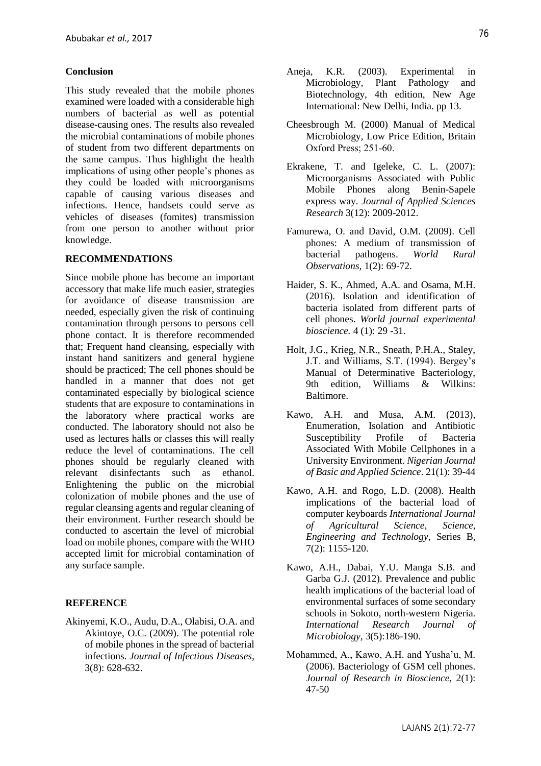## Conclusion

This study revealed that the mobile phones examined were loaded with a considerable high numbers of bacterial as well as potential disease-causing ones. The results also revealed the microbial contaminations of mobile phones of student from two different departments on the same campus. Thus highlight the health implications of using other people's phones as they could be loaded with microorganisms capable of causing various diseases and infections. Hence, handsets could serve as vehicles of diseases (fomites) transmission from one person to another without prior knowledge.

## RECOMMENDATIONS

Since mobile phone has become an important accessory that make life much easier, strategies for avoidance of disease transmission are needed, especially given the risk of continuing contamination through persons to persons cell phone contact. It is therefore recommended that; Frequent hand cleansing, especially with instant hand sanitizers and general hygiene should be practiced; The cell phones should be handled in a manner that does not get contaminated especially by biological science students that are exposure to contaminations in the laboratory where practical works are conducted. The laboratory should not also be used as lectures halls or classes this will really reduce the level of contaminations. The cell phones should be regularly cleaned with relevant disinfectants such as ethanol. Enlightening the public on the microbial colonization of mobile phones and the use of regular cleansing agents and regular cleaning of their environment. Further research should be conducted to ascertain the level of microbial load on mobile phones, compare with the WHO accepted limit for microbial contamination of any surface sample.

## REFERENCE

Akinyemi, K.O., Audu, D.A., Olabisi, O.A. and Akintoye, O.C. (2009). The potential role of mobile phones in the spread of bacterial infections. *Journal of Infectious Diseases,* 3(8): 628-632.

Aneja, K.R. (2003). Experimental in Microbiology, Plant Pathology and Biotechnology, 4th edition, New Age International: New Delhi, India. pp 13.

Cheesbrough M. (2000) Manual of Medical Microbiology, Low Price Edition, Britain Oxford Press; 251-60.

Ekrakene, T. and Igeleke, C. L. (2007): Microorganisms Associated with Public Mobile Phones along Benin-Sapele express way. *Journal of Applied Sciences Research* 3(12): 2009-2012.

Famurewa, O. and David, O.M. (2009). Cell phones: A medium of transmission of bacterial pathogens. *World Rural Observations,* 1(2): 69-72.

Haider, S. K., Ahmed, A.A. and Osama, M.H. (2016). Isolation and identification of bacteria isolated from different parts of cell phones. *World journal experimental bioscience.* 4 (1): 29 -31.

Holt, J.G., Krieg, N.R., Sneath, P.H.A., Staley, J.T. and Williams, S.T. (1994). Bergey's Manual of Determinative Bacteriology, 9th edition, Williams & Wilkins: Baltimore.

Kawo, A.H. and Musa, A.M. (2013), Enumeration, Isolation and Antibiotic Susceptibility Profile of Bacteria Associated With Mobile Cellphones in a University Environment. *Nigerian Journal of Basic and Applied Science*. 21(1): 39-44

Kawo, A.H. and Rogo, L.D. (2008). Health implications of the bacterial load of computer keyboards *International Journal of Agricultural Science, Science, Engineering and Technology,* Series B, 7(2): 1155-120.

Kawo, A.H., Dabai, Y.U. Manga S.B. and Garba G.J. (2012). Prevalence and public health implications of the bacterial load of environmental surfaces of some secondary schools in Sokoto, north-western Nigeria. *International Research Journal of Microbiology*, 3(5):186-190.

Mohammed, A., Kawo, A.H. and Yusha'u, M. (2006). Bacteriology of GSM cell phones. *Journal of Research in Bioscience,* 2(1): 47-50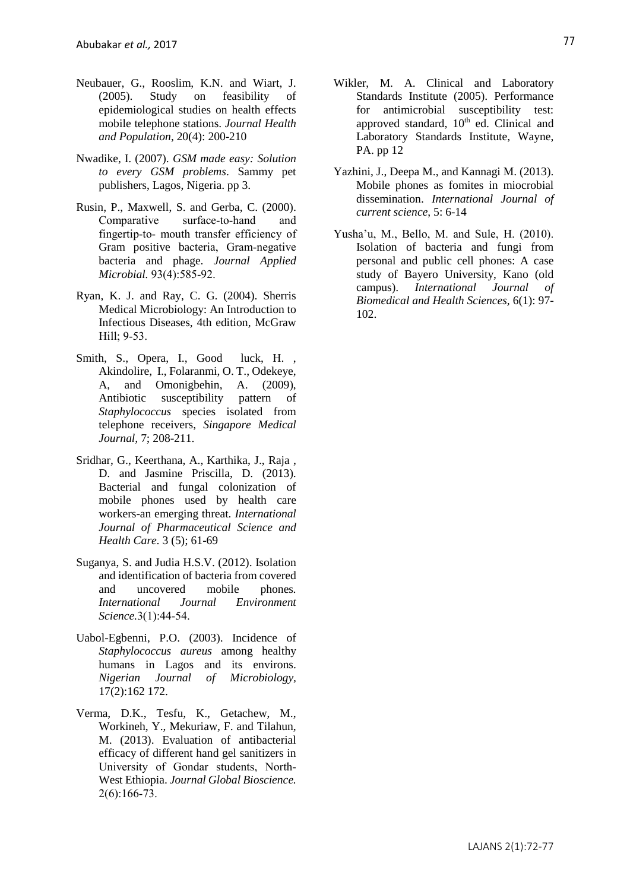Neubauer, G., Rooslim, K.N. and Wiart, J. (2005). Study on feasibility of epidemiological studies on health effects mobile telephone stations. *Journal Health and Population*, 20(4): 200-210

Nwadike, I. (2007). *GSM made easy: Solution to every GSM problems*. Sammy pet publishers, Lagos, Nigeria. pp 3.

Rusin, P., Maxwell, S. and Gerba, C. (2000). Comparative surface-to-hand and fingertip-to- mouth transfer efficiency of Gram positive bacteria, Gram-negative bacteria and phage. *Journal Applied Microbial.* 93(4):585-92.

Ryan, K. J. and Ray, C. G. (2004). Sherris Medical Microbiology: An Introduction to Infectious Diseases, 4th edition, McGraw Hill; 9-53.

Smith, S., Opera, I., Good luck, H. , Akindolire, I., Folaranmi, O. T., Odekeye, A, and Omonigbehin, A. (2009), Antibiotic susceptibility pattern of *Staphylococcus* species isolated from telephone receivers, *Singapore Medical Journal*, 7; 208-211.

Sridhar, G., Keerthana, A., Karthika, J., Raja , D. and Jasmine Priscilla, D. (2013). Bacterial and fungal colonization of mobile phones used by health care workers-an emerging threat. *International Journal of Pharmaceutical Science and Health Care*. 3 (5); 61-69

Suganya, S. and Judia H.S.V. (2012). Isolation and identification of bacteria from covered and uncovered mobile phones. *International Journal Environment Science*.3(1):44-54.

Uabol-Egbenni, P.O. (2003). Incidence of *Staphylococcus aureus* among healthy humans in Lagos and its environs. *Nigerian Journal of Microbiology*, 17(2):162 172.

Verma, D.K., Tesfu, K., Getachew, M., Workineh, Y., Mekuriaw, F. and Tilahun, M. (2013). Evaluation of antibacterial efficacy of different hand gel sanitizers in University of Gondar students, North-West Ethiopia. *Journal Global Bioscience.* 2(6):166-73.

Wikler, M. A. Clinical and Laboratory Standards Institute (2005). Performance for antimicrobial susceptibility test: approved standard, 10th ed. Clinical and Laboratory Standards Institute, Wayne, PA. pp 12

Yazhini, J., Deepa M., and Kannagi M. (2013). Mobile phones as fomites in miocrobial dissemination. *International Journal of current science*, 5: 6-14

Yusha'u, M., Bello, M. and Sule, H. (2010). Isolation of bacteria and fungi from personal and public cell phones: A case study of Bayero University, Kano (old campus). *International Journal of Biomedical and Health Sciences*, 6(1): 97-102.